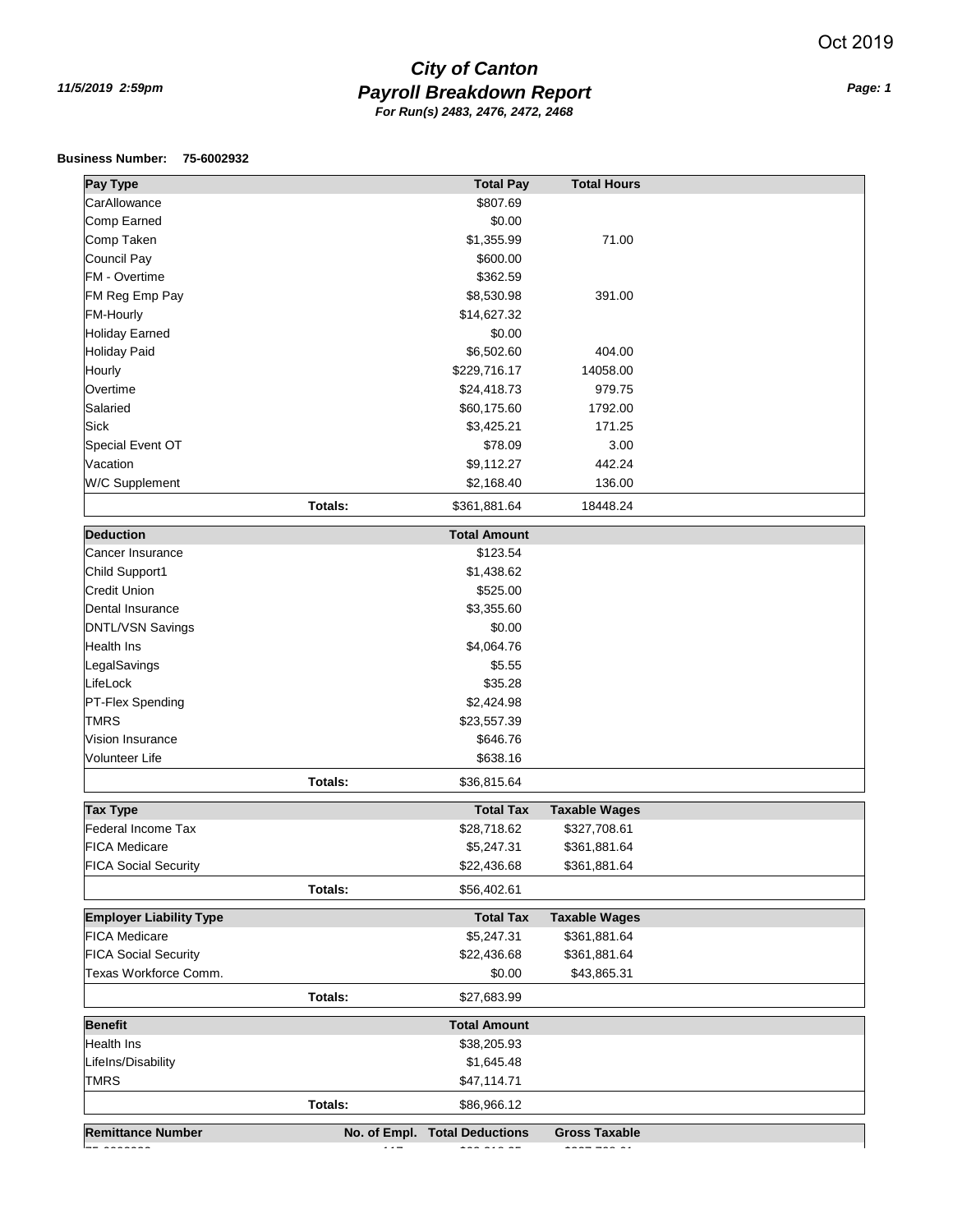Oct 2019

11/5/2019 2:59pm

# City of Canton
## Payroll Breakdown Report
**For Run(s) 2483, 2476, 2472, 2468**

**Business Number: 75-6002932**

| Pay Type | | Total Pay | Total Hours |
|---|---|---|---|
| CarAllowance | | $807.69 | |
| Comp Earned | | $0.00 | |
| Comp Taken | | $1,355.99 | 71.00 |
| Council Pay | | $600.00 | |
| FM - Overtime | | $362.59 | |
| FM Reg Emp Pay | | $8,530.98 | 391.00 |
| FM-Hourly | | $14,627.32 | |
| Holiday Earned | | $0.00 | |
| Holiday Paid | | $6,502.60 | 404.00 |
| Hourly | | $229,716.17 | 14058.00 |
| Overtime | | $24,418.73 | 979.75 |
| Salaried | | $60,175.60 | 1792.00 |
| Sick | | $3,425.21 | 171.25 |
| Special Event OT | | $78.09 | 3.00 |
| Vacation | | $9,112.27 | 442.24 |
| W/C Supplement | | $2,168.40 | 136.00 |
| | **Totals:** | $361,881.64 | 18448.24 |

| Deduction | | Total Amount |
|---|---|---|
| Cancer Insurance | | $123.54 |
| Child Support1 | | $1,438.62 |
| Credit Union | | $525.00 |
| Dental Insurance | | $3,355.60 |
| DNTL/VSN Savings | | $0.00 |
| Health Ins | | $4,064.76 |
| LegalSavings | | $5.55 |
| LifeLock | | $35.28 |
| PT-Flex Spending | | $2,424.98 |
| TMRS | | $23,557.39 |
| Vision Insurance | | $646.76 |
| Volunteer Life | | $638.16 |
| | **Totals:** | $36,815.64 |

| Tax Type | | Total Tax | Taxable Wages |
|---|---|---|---|
| Federal Income Tax | | $28,718.62 | $327,708.61 |
| FICA Medicare | | $5,247.31 | $361,881.64 |
| FICA Social Security | | $22,436.68 | $361,881.64 |
| | **Totals:** | $56,402.61 | |

| Employer Liability Type | | Total Tax | Taxable Wages |
|---|---|---|---|
| FICA Medicare | | $5,247.31 | $361,881.64 |
| FICA Social Security | | $22,436.68 | $361,881.64 |
| Texas Workforce Comm. | | $0.00 | $43,865.31 |
| | **Totals:** | $27,683.99 | |

| Benefit | | Total Amount |
|---|---|---|
| Health Ins | | $38,205.93 |
| LifeIns/Disability | | $1,645.48 |
| TMRS | | $47,114.71 |
| | **Totals:** | $86,966.12 |

| Remittance Number | No. of Empl. | Total Deductions | Gross Taxable |
|---|---|---|---|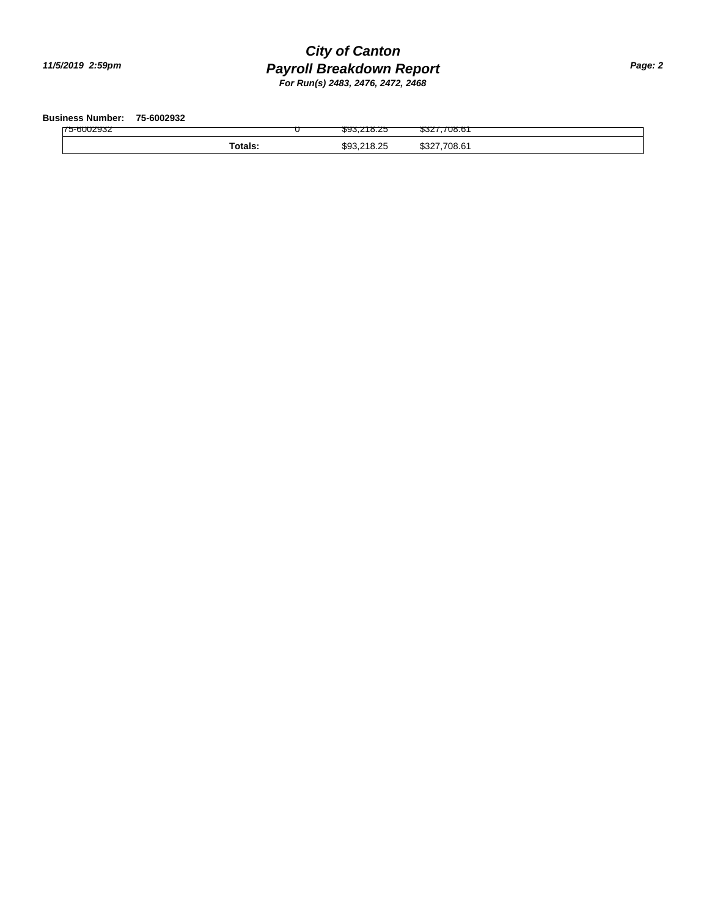**Business Number: 75-6002932**

| | | | |
|---|---|---|---|
| 75-6002932 | 0 | $93,218.25 | $327,708.61 |
| **Totals:** | | $93,218.25 | $327,708.61 |